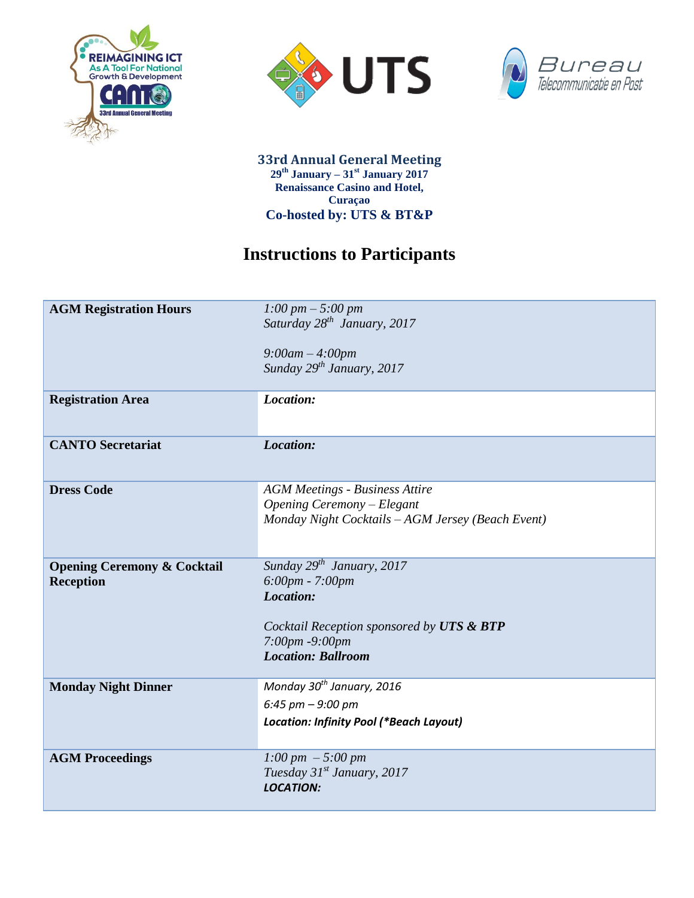**33rd Annual General Meeting**
**29th January – 31st January 2017**
**Renaissance Casino and Hotel,**
**Curaçao**
**Co-hosted by: UTS & BT&P**

# Instructions to Participants

| | |
|---|---|
| **AGM Registration Hours** | *1:00 pm – 5:00 pm*<br>*Saturday 28th January, 2017*<br><br>*9:00am – 4:00pm*<br>*Sunday 29th January, 2017* |
| **Registration Area** | ***Location:*** |
| **CANTO Secretariat** | ***Location:*** |
| **Dress Code** | *AGM Meetings - Business Attire*<br>*Opening Ceremony – Elegant*<br>*Monday Night Cocktails – AGM Jersey (Beach Event)* |
| **Opening Ceremony & Cocktail Reception** | *Sunday 29th January, 2017*<br>*6:00pm - 7:00pm*<br>***Location:***<br><br>*Cocktail Reception sponsored by **UTS & BTP***<br>*7:00pm -9:00pm*<br>***Location: Ballroom*** |
| **Monday Night Dinner** | *Monday 30th January, 2016*<br>*6:45 pm – 9:00 pm*<br>***Location: Infinity Pool (*Beach Layout)*** |
| **AGM Proceedings** | *1:00 pm – 5:00 pm*<br>*Tuesday 31st January, 2017*<br>***LOCATION:*** |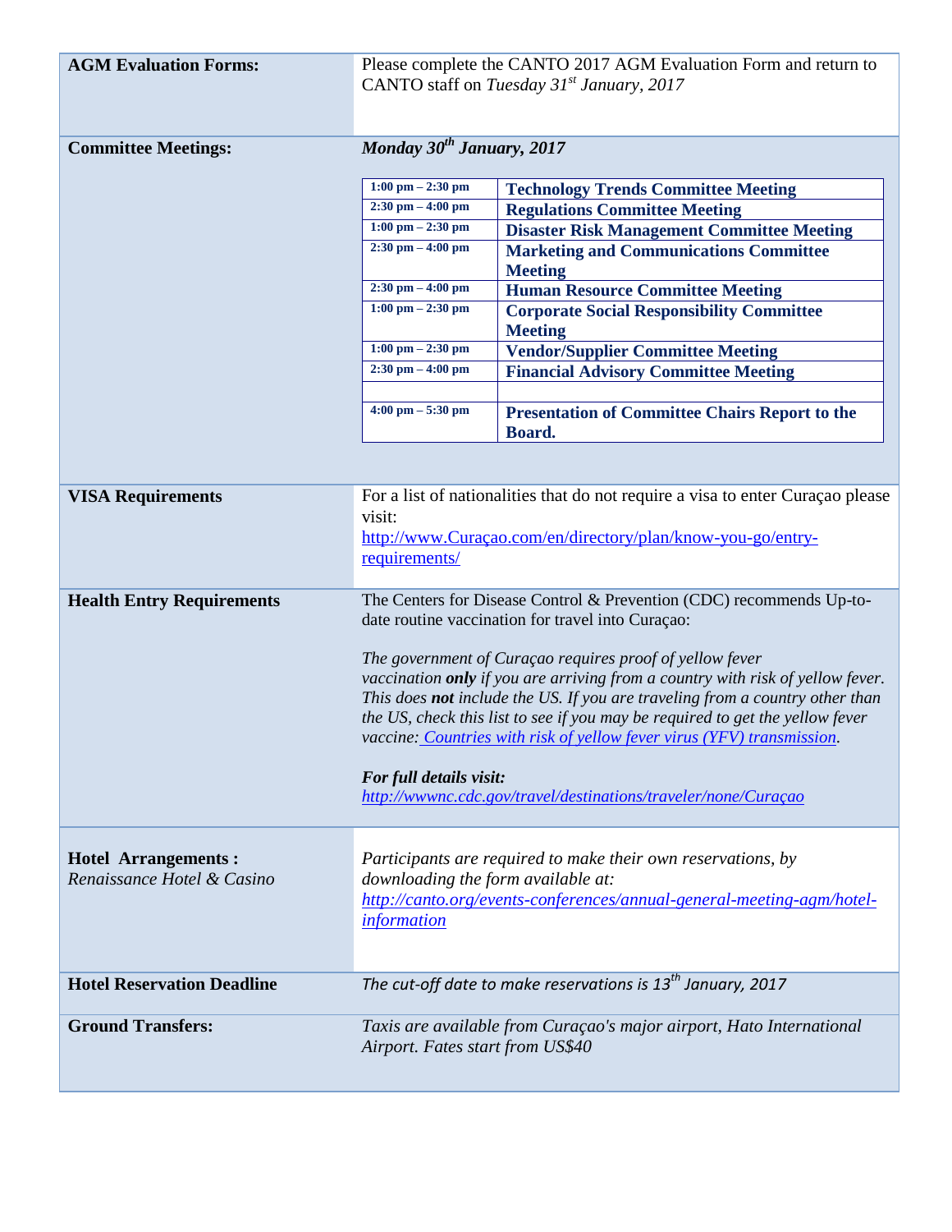| | |
|---|---|
| **AGM Evaluation Forms:** | Please complete the CANTO 2017 AGM Evaluation Form and return to CANTO staff on *Tuesday 31st January, 2017* |
| **Committee Meetings:** | ***Monday 30th January, 2017*** |

| Time | Meeting |
|---|---|
| **1:00 pm – 2:30 pm** | **Technology Trends Committee Meeting** |
| **2:30 pm – 4:00 pm** | **Regulations Committee Meeting** |
| **1:00 pm – 2:30 pm** | **Disaster Risk Management Committee Meeting** |
| **2:30 pm – 4:00 pm** | **Marketing and Communications Committee Meeting** |
| **2:30 pm – 4:00 pm** | **Human Resource Committee Meeting** |
| **1:00 pm – 2:30 pm** | **Corporate Social Responsibility Committee Meeting** |
| **1:00 pm – 2:30 pm** | **Vendor/Supplier Committee Meeting** |
| **2:30 pm – 4:00 pm** | **Financial Advisory Committee Meeting** |
| | |
| **4:00 pm – 5:30 pm** | **Presentation of Committee Chairs Report to the Board.** |

| | |
|---|---|
| **VISA Requirements** | For a list of nationalities that do not require a visa to enter Curaçao please visit: [http://www.Curaçao.com/en/directory/plan/know-you-go/entry-requirements/](http://www.Curaçao.com/en/directory/plan/know-you-go/entry-requirements/) |
| **Health Entry Requirements** | The Centers for Disease Control & Prevention (CDC) recommends Up-to-date routine vaccination for travel into Curaçao:<br><br>*The government of Curaçao requires proof of yellow fever vaccination **only** if you are arriving from a country with risk of yellow fever. This does **not** include the US. If you are traveling from a country other than the US, check this list to see if you may be required to get the yellow fever vaccine: Countries with risk of yellow fever virus (YFV) transmission.*<br><br>***For full details visit:***<br>*http://wwwnc.cdc.gov/travel/destinations/traveler/none/Curaçao* |
| **Hotel Arrangements :**<br>*Renaissance Hotel & Casino* | *Participants are required to make their own reservations, by downloading the form available at:* *http://canto.org/events-conferences/annual-general-meeting-agm/hotel-information* |
| **Hotel Reservation Deadline** | *The cut-off date to make reservations is 13th January, 2017* |
| **Ground Transfers:** | *Taxis are available from Curaçao's major airport, Hato International Airport. Fates start from US$40* |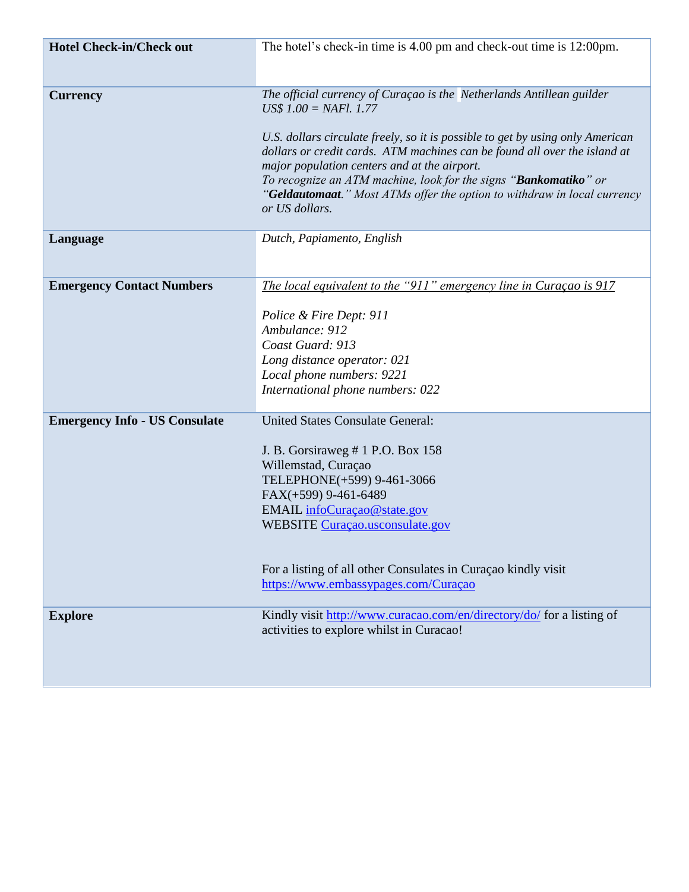| | |
|---|---|
| **Hotel Check-in/Check out** | The hotel's check-in time is 4.00 pm and check-out time is 12:00pm. |
| **Currency** | *The official currency of Curaçao is the Netherlands Antillean guilder*<br>*US$ 1.00 = NAFl. 1.77*<br><br>*U.S. dollars circulate freely, so it is possible to get by using only American dollars or credit cards. ATM machines can be found all over the island at major population centers and at the airport.*<br>*To recognize an ATM machine, look for the signs "**Bankomatiko**" or "**Geldautomaat**." Most ATMs offer the option to withdraw in local currency or US dollars.* |
| **Language** | *Dutch, Papiamento, English* |
| **Emergency Contact Numbers** | *The local equivalent to the "911" emergency line in Curaçao is 917*<br><br>*Police & Fire Dept: 911*<br>*Ambulance: 912*<br>*Coast Guard: 913*<br>*Long distance operator: 021*<br>*Local phone numbers: 9221*<br>*International phone numbers: 022* |
| **Emergency Info - US Consulate** | United States Consulate General:<br><br>J. B. Gorsiraweg # 1 P.O. Box 158<br>Willemstad, Curaçao<br>TELEPHONE(+599) 9-461-3066<br>FAX(+599) 9-461-6489<br>EMAIL infoCuraçao@state.gov<br>WEBSITE Curaçao.usconsulate.gov<br><br>For a listing of all other Consulates in Curaçao kindly visit https://www.embassypages.com/Curaçao |
| **Explore** | Kindly visit http://www.curacao.com/en/directory/do/ for a listing of activities to explore whilst in Curacao! |